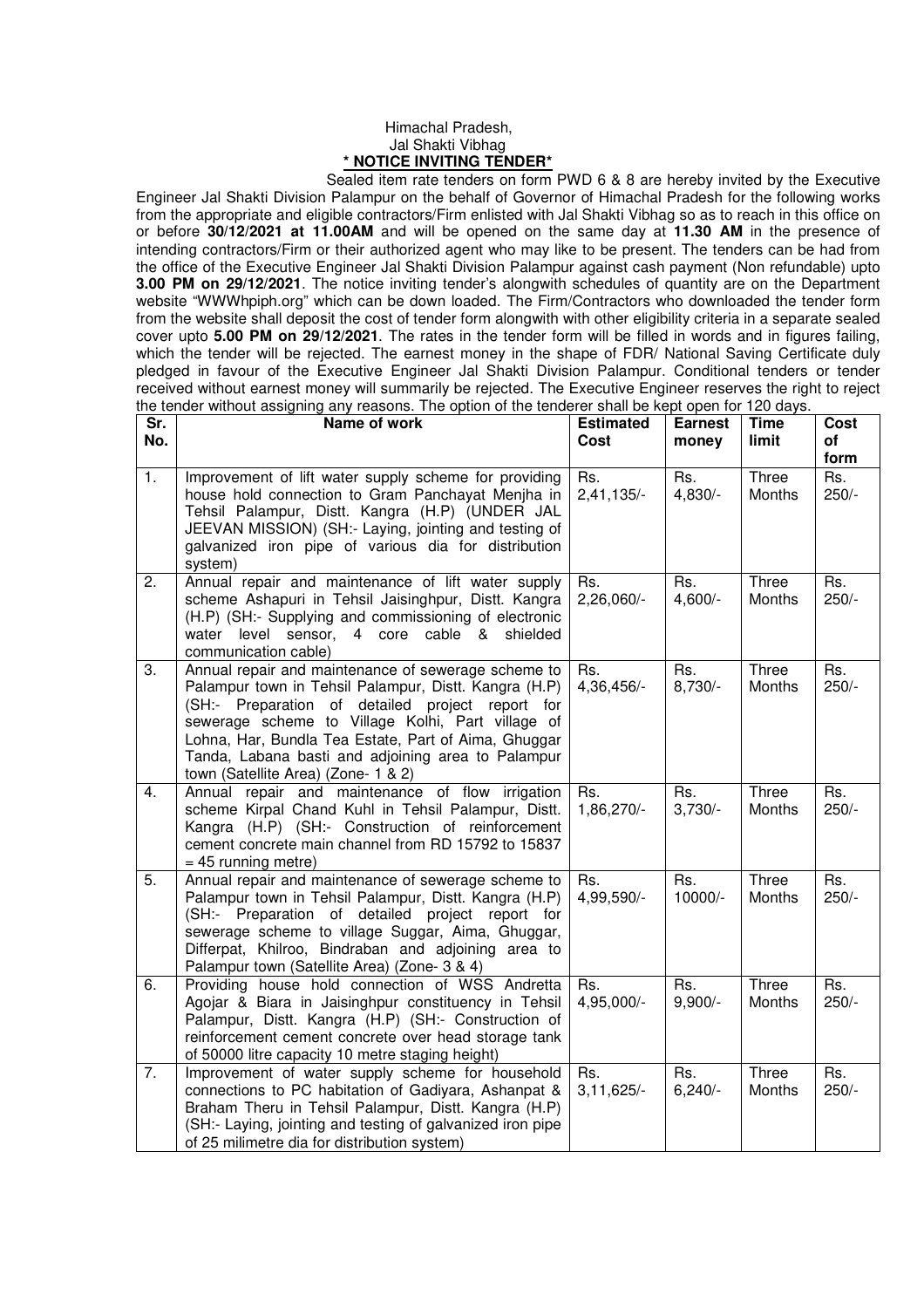Himachal Pradesh,
Jal Shakti Vibhag

**\* NOTICE INVITING TENDER\***

Sealed item rate tenders on form PWD 6 & 8 are hereby invited by the Executive Engineer Jal Shakti Division Palampur on the behalf of Governor of Himachal Pradesh for the following works from the appropriate and eligible contractors/Firm enlisted with Jal Shakti Vibhag so as to reach in this office on or before **30/12/2021 at 11.00AM** and will be opened on the same day at **11.30 AM** in the presence of intending contractors/Firm or their authorized agent who may like to be present. The tenders can be had from the office of the Executive Engineer Jal Shakti Division Palampur against cash payment (Non refundable) upto **3.00 PM on 29/12/2021**. The notice inviting tender's alongwith schedules of quantity are on the Department website "WWWhpiph.org" which can be down loaded. The Firm/Contractors who downloaded the tender form from the website shall deposit the cost of tender form alongwith with other eligibility criteria in a separate sealed cover upto **5.00 PM on 29/12/2021**. The rates in the tender form will be filled in words and in figures failing, which the tender will be rejected. The earnest money in the shape of FDR/ National Saving Certificate duly pledged in favour of the Executive Engineer Jal Shakti Division Palampur. Conditional tenders or tender received without earnest money will summarily be rejected. The Executive Engineer reserves the right to reject the tender without assigning any reasons. The option of the tenderer shall be kept open for 120 days.

| Sr. No. | Name of work | Estimated Cost | Earnest money | Time limit | Cost of form |
|---|---|---|---|---|---|
| 1. | Improvement of lift water supply scheme for providing house hold connection to Gram Panchayat Menjha in Tehsil Palampur, Distt. Kangra (H.P) (UNDER JAL JEEVAN MISSION) (SH:- Laying, jointing and testing of galvanized iron pipe of various dia for distribution system) | Rs. 2,41,135/- | Rs. 4,830/- | Three Months | Rs. 250/- |
| 2. | Annual repair and maintenance of lift water supply scheme Ashapuri in Tehsil Jaisinghpur, Distt. Kangra (H.P) (SH:- Supplying and commissioning of electronic water level sensor, 4 core cable & shielded communication cable) | Rs. 2,26,060/- | Rs. 4,600/- | Three Months | Rs. 250/- |
| 3. | Annual repair and maintenance of sewerage scheme to Palampur town in Tehsil Palampur, Distt. Kangra (H.P) (SH:- Preparation of detailed project report for sewerage scheme to Village Kolhi, Part village of Lohna, Har, Bundla Tea Estate, Part of Aima, Ghuggar Tanda, Labana basti and adjoining area to Palampur town (Satellite Area) (Zone- 1 & 2) | Rs. 4,36,456/- | Rs. 8,730/- | Three Months | Rs. 250/- |
| 4. | Annual repair and maintenance of flow irrigation scheme Kirpal Chand Kuhl in Tehsil Palampur, Distt. Kangra (H.P) (SH:- Construction of reinforcement cement concrete main channel from RD 15792 to 15837 = 45 running metre) | Rs. 1,86,270/- | Rs. 3,730/- | Three Months | Rs. 250/- |
| 5. | Annual repair and maintenance of sewerage scheme to Palampur town in Tehsil Palampur, Distt. Kangra (H.P) (SH:- Preparation of detailed project report for sewerage scheme to village Suggar, Aima, Ghuggar, Differpat, Khilroo, Bindraban and adjoining area to Palampur town (Satellite Area) (Zone- 3 & 4) | Rs. 4,99,590/- | Rs. 10000/- | Three Months | Rs. 250/- |
| 6. | Providing house hold connection of WSS Andretta Agojar & Biara in Jaisinghpur constituency in Tehsil Palampur, Distt. Kangra (H.P) (SH:- Construction of reinforcement cement concrete over head storage tank of 50000 litre capacity 10 metre staging height) | Rs. 4,95,000/- | Rs. 9,900/- | Three Months | Rs. 250/- |
| 7. | Improvement of water supply scheme for household connections to PC habitation of Gadiyara, Ashanpat & Braham Theru in Tehsil Palampur, Distt. Kangra (H.P) (SH:- Laying, jointing and testing of galvanized iron pipe of 25 milimetre dia for distribution system) | Rs. 3,11,625/- | Rs. 6,240/- | Three Months | Rs. 250/- |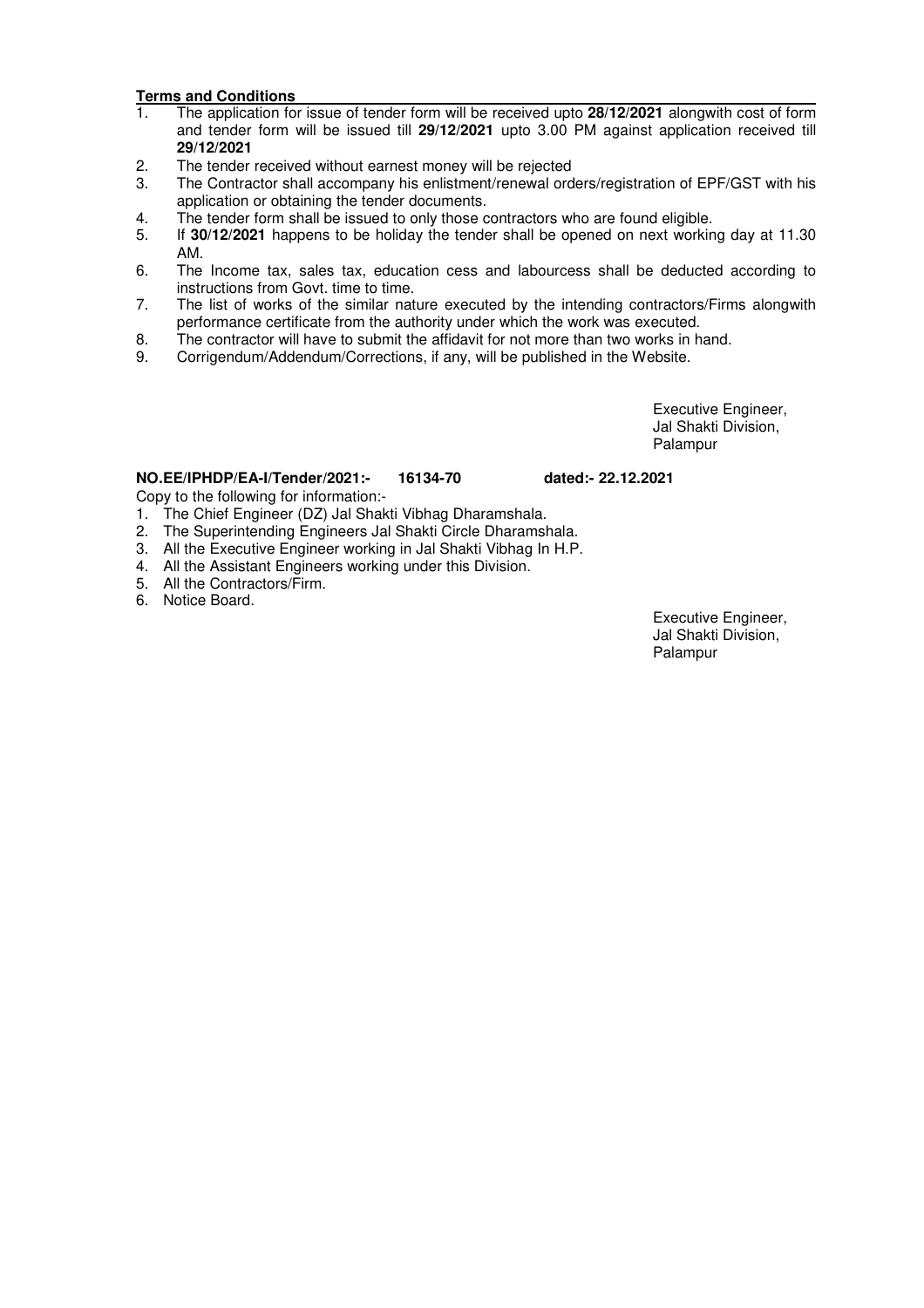**Terms and Conditions**

1. The application for issue of tender form will be received upto **28/12/2021** alongwith cost of form and tender form will be issued till **29/12/2021** upto 3.00 PM against application received till **29/12/2021**
2. The tender received without earnest money will be rejected
3. The Contractor shall accompany his enlistment/renewal orders/registration of EPF/GST with his application or obtaining the tender documents.
4. The tender form shall be issued to only those contractors who are found eligible.
5. If **30/12/2021** happens to be holiday the tender shall be opened on next working day at 11.30 AM.
6. The Income tax, sales tax, education cess and labourcess shall be deducted according to instructions from Govt. time to time.
7. The list of works of the similar nature executed by the intending contractors/Firms alongwith performance certificate from the authority under which the work was executed.
8. The contractor will have to submit the affidavit for not more than two works in hand.
9. Corrigendum/Addendum/Corrections, if any, will be published in the Website.

Executive Engineer,
Jal Shakti Division,
Palampur

**NO.EE/IPHDP/EA-I/Tender/2021:- 16134-70 dated:- 22.12.2021**

Copy to the following for information:-

1. The Chief Engineer (DZ) Jal Shakti Vibhag Dharamshala.
2. The Superintending Engineers Jal Shakti Circle Dharamshala.
3. All the Executive Engineer working in Jal Shakti Vibhag In H.P.
4. All the Assistant Engineers working under this Division.
5. All the Contractors/Firm.
6. Notice Board.

Executive Engineer,
Jal Shakti Division,
Palampur